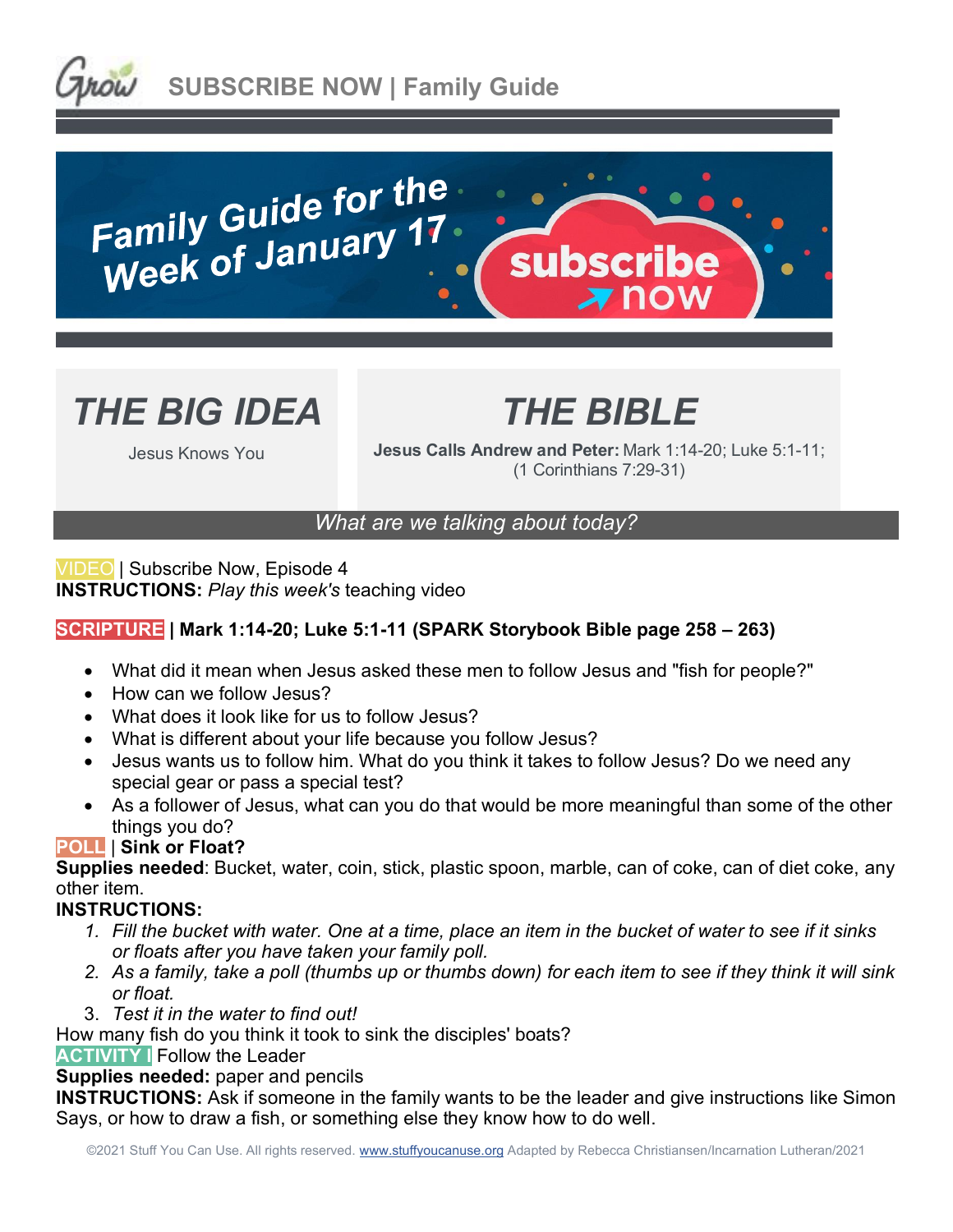# SUBSCRIBE NOW | Family Guide

Family Guide for the Week of January 17

subscribe now

## THE BIG IDEA

Jesus Knows You

## THE BIBLE

**Jesus Calls Andrew and Peter:** Mark 1:14-20; Luke 5:1-11; (1 Corinthians 7:29-31)

*What are we talking about today?*

**VIDEO** | Subscribe Now, Episode 4
**INSTRUCTIONS:** *Play this week's* teaching video

**SCRIPTURE | Mark 1:14-20; Luke 5:1-11 (SPARK Storybook Bible page 258 – 263)**

- What did it mean when Jesus asked these men to follow Jesus and "fish for people?"
- How can we follow Jesus?
- What does it look like for us to follow Jesus?
- What is different about your life because you follow Jesus?
- Jesus wants us to follow him. What do you think it takes to follow Jesus? Do we need any special gear or pass a special test?
- As a follower of Jesus, what can you do that would be more meaningful than some of the other things you do?

**POLL** | **Sink or Float?**
**Supplies needed**: Bucket, water, coin, stick, plastic spoon, marble, can of coke, can of diet coke, any other item.
**INSTRUCTIONS:**

1. *Fill the bucket with water. One at a time, place an item in the bucket of water to see if it sinks or floats after you have taken your family poll.*
2. *As a family, take a poll (thumbs up or thumbs down) for each item to see if they think it will sink or float.*
3. *Test it in the water to find out!*

How many fish do you think it took to sink the disciples' boats?

**ACTIVITY |** Follow the Leader
**Supplies needed:** paper and pencils
**INSTRUCTIONS:** Ask if someone in the family wants to be the leader and give instructions like Simon Says, or how to draw a fish, or something else they know how to do well.

©2021 Stuff You Can Use. All rights reserved. www.stuffyoucanuse.org Adapted by Rebecca Christiansen/Incarnation Lutheran/2021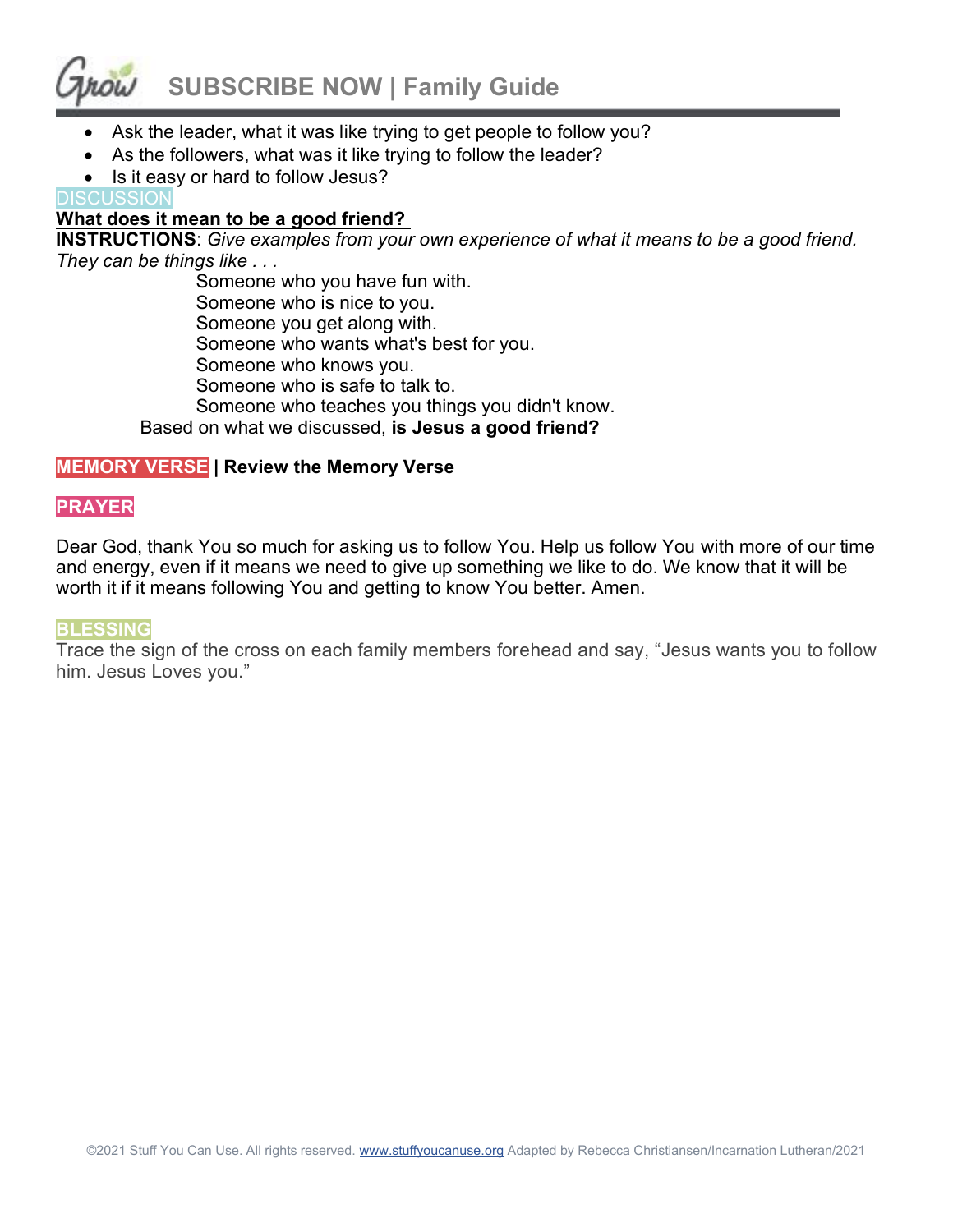- Ask the leader, what it was like trying to get people to follow you?
- As the followers, what was it like trying to follow the leader?
- Is it easy or hard to follow Jesus?

DISCUSSION

**What does it mean to be a good friend?**

**INSTRUCTIONS**: *Give examples from your own experience of what it means to be a good friend. They can be things like . . .*

Someone who you have fun with.
Someone who is nice to you.
Someone you get along with.
Someone who wants what's best for you.
Someone who knows you.
Someone who is safe to talk to.
Someone who teaches you things you didn't know.

Based on what we discussed, **is Jesus a good friend?**

**MEMORY VERSE | Review the Memory Verse**

**PRAYER**

Dear God, thank You so much for asking us to follow You. Help us follow You with more of our time and energy, even if it means we need to give up something we like to do. We know that it will be worth it if it means following You and getting to know You better. Amen.

**BLESSING**

Trace the sign of the cross on each family members forehead and say, "Jesus wants you to follow him. Jesus Loves you."

©2021 Stuff You Can Use. All rights reserved. www.stuffyoucanuse.org Adapted by Rebecca Christiansen/Incarnation Lutheran/2021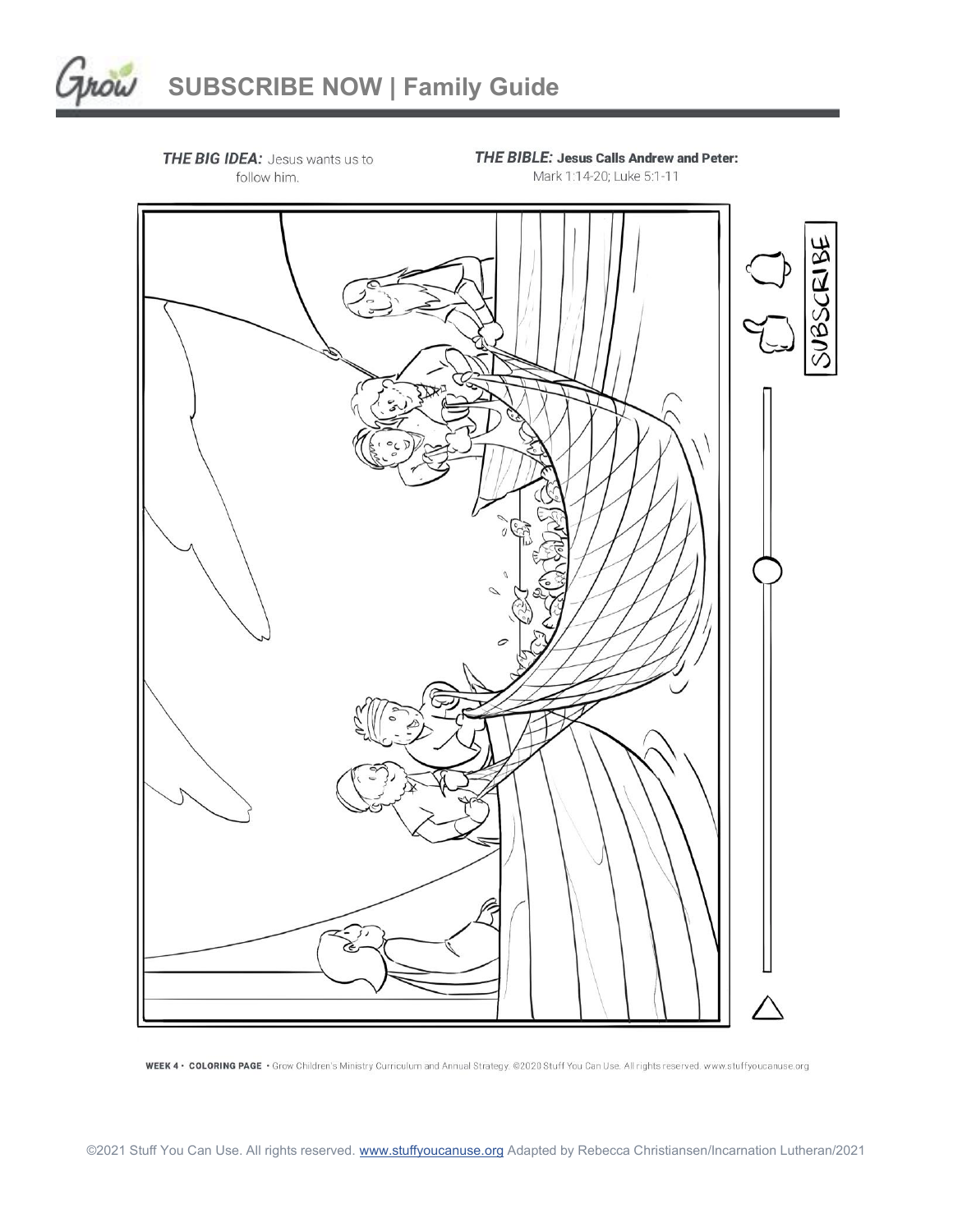# SUBSCRIBE NOW | Family Guide

***THE BIG IDEA:*** Jesus wants us to follow him.

***THE BIBLE:*** **Jesus Calls Andrew and Peter:** Mark 1:14-20; Luke 5:1-11

SUBSCRIBE

**WEEK 4 • COLORING PAGE** • Grow Children's Ministry Curriculum and Annual Strategy. ©2020 Stuff You Can Use. All rights reserved. www.stuffyoucanuse.org

©2021 Stuff You Can Use. All rights reserved. www.stuffyoucanuse.org Adapted by Rebecca Christiansen/Incarnation Lutheran/2021